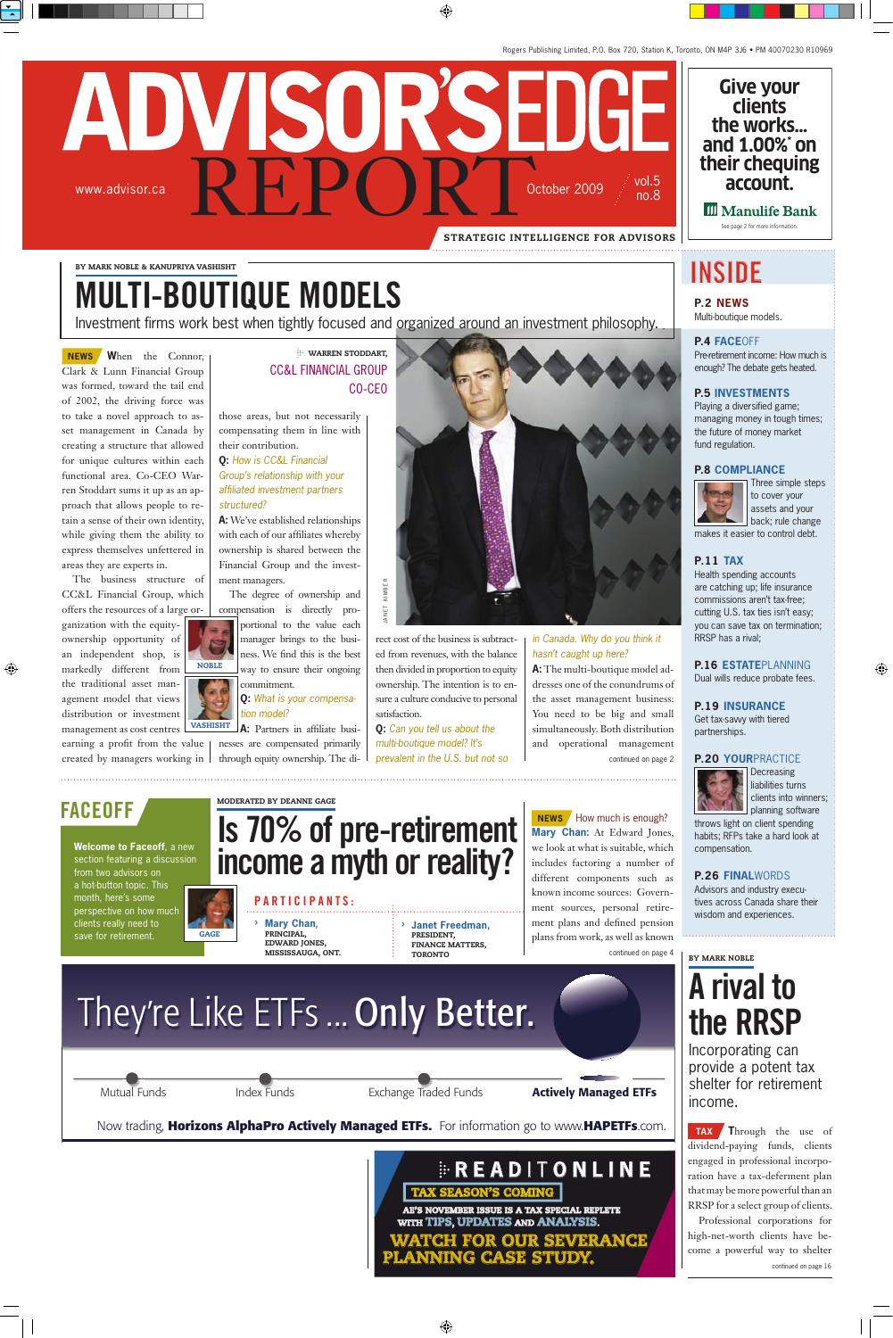# ADVISOR'S EDGE REPORT

www.advisor.ca — October 2009 — vol.5 no.8

STRATEGIC INTELLIGENCE FOR ADVISORS

Give your clients the works... and 1.00%* on their chequing account. Manulife Bank. See page 2 for more information.

BY MARK NOBLE & KANUPRIYA VASHISHT

# MULTI-BOUTIQUE MODELS

Investment firms work best when tightly focused and organized around an investment philosophy.

**NEWS** When the Connor, Clark & Lunn Financial Group was formed, toward the tail end of 2002, the driving force was to take a novel approach to asset management in Canada by creating a structure that allowed for unique cultures within each functional area. Co-CEO Warren Stoddart sums it up as an approach that allows people to retain a sense of their own identity, while giving them the ability to express themselves unfettered in areas they are experts in.

The business structure of CC&L Financial Group, which offers the resources of a large organization with the equity-ownership opportunity of an independent shop, is markedly different from the traditional asset management model that views distribution or investment management as cost centres earning a profit from the value created by managers working in those areas, but not necessarily compensating them in line with their contribution.

NOBLE

VASHISHT

WARREN STODDART, CC&L FINANCIAL GROUP CO-CEO

**Q:** *How is CC&L Financial Group's relationship with your affiliated investment partners structured?*

**A:** We've established relationships with each of our affiliates whereby ownership is shared between the Financial Group and the investment managers.

The degree of ownership and compensation is directly proportional to the value each manager brings to the business. We find this is the best way to ensure their ongoing commitment.

**Q:** *What is your compensation model?*

**A:** Partners in affiliate businesses are compensated primarily through equity ownership. The direct cost of the business is subtracted from revenues, with the balance then divided in proportion to equity ownership. The intention is to ensure a culture conducive to personal satisfaction.

**Q:** *Can you tell us about the multi-boutique model? It's prevalent in the U.S. but not so in Canada. Why do you think it hasn't caught up here?*

**A:** The multi-boutique model addresses one of the conundrums of the asset management business: You need to be big and small simultaneously. Both distribution and operational management

continued on page 2

JANET KIMBER

# INSIDE

**P.2 NEWS**
Multi-boutique models.

**P.4 FACEOFF**
Pre-retirement income: How much is enough? The debate gets heated.

**P.5 INVESTMENTS**
Playing a diversified game; managing money in tough times; the future of money market fund regulation.

**P.8 COMPLIANCE**
Three simple steps to cover your assets and your back; rule change makes it easier to control debt.

**P.11 TAX**
Health spending accounts are catching up; life insurance commissions aren't tax-free; cutting U.S. tax ties isn't easy; you can save tax on termination; RRSP has a rival;

**P.16 ESTATEPLANNING**
Dual wills reduce probate fees.

**P.19 INSURANCE**
Get tax-savvy with tiered partnerships.

**P.20 YOURPRACTICE**
Decreasing liabilities turns clients into winners; planning software throws light on client spending habits; RFPs take a hard look at compensation.

**P.26 FINALWORDS**
Advisors and industry executives across Canada share their wisdom and experiences.

## FACEOFF

**Welcome to Faceoff**, a new section featuring a discussion from two advisors on a hot-button topic. This month, here's some perspective on how much clients really need to save for retirement.

GAGE

MODERATED BY DEANNE GAGE

# Is 70% of pre-retirement income a myth or reality?

PARTICIPANTS:

- **Mary Chan**, PRINCIPAL, EDWARD JONES, MISSISSAUGA, ONT.
- **Janet Freedman**, PRESIDENT, FINANCE MATTERS, TORONTO

**NEWS** How much is enough?

**Mary Chan:** At Edward Jones, we look at what is suitable, which includes factoring a number of different components such as known income sources: Government sources, personal retirement plans and defined pension plans from work, as well as known

continued on page 4

BY MARK NOBLE

# A rival to the RRSP

Incorporating can provide a potent tax shelter for retirement income.

**TAX** Through the use of dividend-paying funds, clients engaged in professional incorporation have a tax-deferment plan that may be more powerful than an RRSP for a select group of clients.

Professional corporations for high-net-worth clients have become a powerful way to shelter

continued on page 16

They're Like ETFs ... Only Better.

Mutual Funds — Index Funds — Exchange Traded Funds — **Actively Managed ETFs**

Now trading, **Horizons AlphaPro Actively Managed ETFs.** For information go to www.**HAPETFs**.com.

READ IT ONLINE

TAX SEASON'S COMING

AE'S NOVEMBER ISSUE IS A TAX SPECIAL REPLETE WITH TIPS, UPDATES AND ANALYSIS.

WATCH FOR OUR SEVERANCE PLANNING CASE STUDY.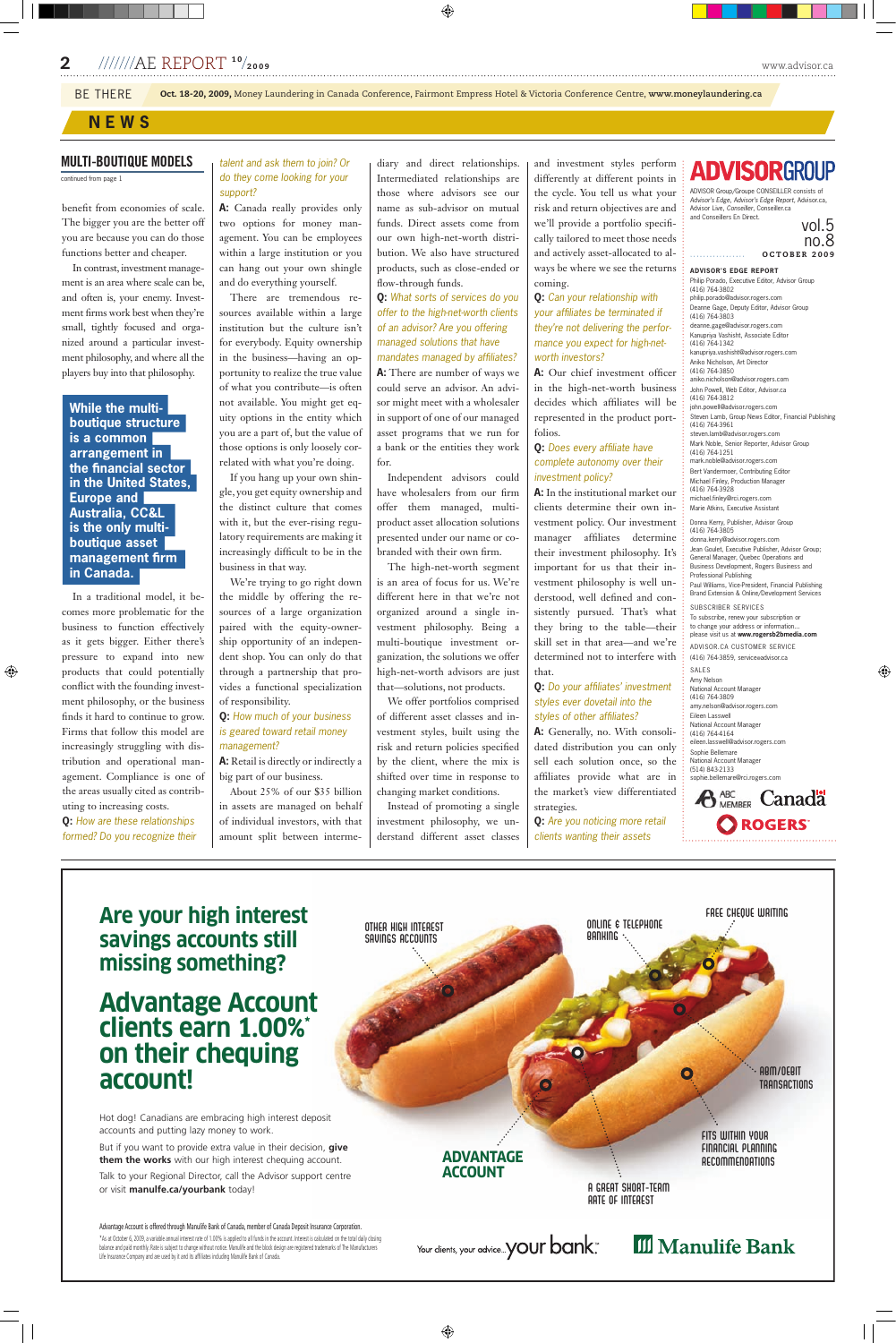BE THERE **Oct. 18-20, 2009,** Money Laundering in Canada Conference, Fairmont Empress Hotel & Victoria Conference Centre, **www.moneylaundering.ca**

## NEWS

### MULTI-BOUTIQUE MODELS

continued from page 1

benefit from economies of scale. The bigger you are the better off you are because you can do those functions better and cheaper.

In contrast, investment management is an area where scale can be, and often is, your enemy. Investment firms work best when they're small, tightly focused and organized around a particular investment philosophy, and where all the players buy into that philosophy.

**While the multi-boutique structure is a common arrangement in the financial sector in the United States, Europe and Australia, CC&L is the only multi-boutique asset management firm in Canada.**

In a traditional model, it becomes more problematic for the business to function effectively as it gets bigger. Either there's pressure to expand into new products that could potentially conflict with the founding investment philosophy, or the business finds it hard to continue to grow. Firms that follow this model are increasingly struggling with distribution and operational management. Compliance is one of the areas usually cited as contributing to increasing costs.

**Q:** *How are these relationships formed? Do you recognize their talent and ask them to join? Or do they come looking for your support?*

**A:** Canada really provides only two options for money management. You can be employees within a large institution or you can hang out your own shingle and do everything yourself.

There are tremendous resources available within a large institution, but the culture isn't for everybody. Equity ownership in the business—having an opportunity to realize the true value of what you contribute—is often not available. You might get equity options in the entity which you are a part of, but the value of those options is only loosely correlated with what you're doing.

If you hang up your own shingle, you get equity ownership and the distinct culture that comes with it, but the ever-rising regulatory requirements are making it increasingly difficult to be in the business in that way.

We're trying to go right down the middle by offering the resources of a large organization paired with the equity-ownership opportunity of an independent shop. You can only do that through a partnership that provides a functional specialization of responsibility.

**Q:** *How much of your business is geared toward retail money management?*

**A:** Retail is directly or indirectly a big part of our business.

About 25% of our $35 billion in assets are managed on behalf of individual investors, with that amount split between intermediary and direct relationships. Intermediated relationships are those where advisors see our name as sub-advisor on mutual funds. Direct assets come from our own high-net-worth distribution. We also have structured products, such as close-ended or flow-through funds.

**Q:** *What sorts of services do you offer to the high-net-worth clients of an advisor? Are you offering managed solutions that have mandates managed by affiliates?*

**A:** There are number of ways we could serve an advisor. An advisor might meet with a wholesaler in support of one of our managed asset programs that we run for a bank or the entities they work for.

Independent advisors could have wholesalers from our firm offer them managed, multi-product asset allocation solutions presented under our name or co-branded with their own firm.

The high-net-worth segment is an area of focus for us. We're different here in that we're not organized around a single investment philosophy. Being a multi-boutique investment organization, the solutions we offer high-net-worth advisors are just that—solutions, not products.

We offer portfolios comprised of different asset classes and investment styles, built using the risk and return policies specified by the client, where the mix is shifted over time in response to changing market conditions.

Instead of promoting a single investment philosophy, we understand different asset classes and investment styles perform differently at different points in the cycle. You tell us what your risk and return objectives are and we'll provide a portfolio specifically tailored to meet those needs and actively asset-allocated to always be where we see the returns coming.

**Q:** *Can your relationship with your affiliates be terminated if they're not delivering the performance you expect for high-net-worth investors?*

**A:** Our chief investment officer in the high-net-worth business decides which affiliates will be represented in the product portfolios.

**Q:** *Does every affiliate have complete autonomy over their investment policy?*

**A:** In the institutional market our clients determine their own investment policy. Our investment manager affiliates determine their investment philosophy. It's important for us that their investment philosophy is well understood, well defined and consistently pursued. That's what they bring to the table—their skill set in that area—and we're determined not to interfere with that.

**Q:** *Do your affiliates' investment styles ever dovetail into the styles of other affiliates?*

**A:** Generally, no. With consolidated distribution you can only sell each solution once, so the affiliates provide what are in the market's view differentiated strategies.

**Q:** *Are you noticing more retail clients wanting their assets*

---

**ADVISORGROUP**

ADVISOR Group/Groupe CONSEILLER consists of *Advisor's Edge*, *Advisor's Edge Report*, Advisor.ca, Advisor Live, *Conseiller*, Conseiller.ca and Conseillers En Direct.

vol.5 no.8 OCTOBER 2009

**ADVISOR'S EDGE REPORT**

Philip Porado, Executive Editor, Advisor Group (416) 764-3802 philip.porado@advisor.rogers.com

Deanne Gage, Deputy Editor, Advisor Group (416) 764-3803 deanne.gage@advisor.rogers.com

Kanupriya Vashisht, Associate Editor (416) 764-1342 kanupriya.vashisht@advisor.rogers.com

Anika Nicholson, Art Director (416) 764-3850 anika.nicholson@advisor.rogers.com

John Powell, Web Editor, Advisor.ca (416) 764-3812 john.powell@advisor.rogers.com

Steven Lamb, Group News Editor, Financial Publishing (416) 764-3961 steven.lamb@advisor.rogers.com

Mark Noble, Senior Reporter, Advisor Group (416) 764-1251 mark.noble@advisor.rogers.com

Bert Vandermeer, Contributing Editor

Michael Finley, Production Manager (416) 764-3928 michael.finley@rci.rogers.com

Marie Atkins, Executive Assistant

Donna Kerry, Publisher, Advisor Group (416) 764-3805 donna.kerry@advisor.rogers.com

Jean Goulet, Executive Publisher, Advisor Group; General Manager, Quebec Operations and Business Development, Rogers Business and Professional Publishing

Paul Williams, Vice-President, Financial Publishing Brand Extension & Online/Development Services

SUBSCRIBER SERVICES

To subscribe, renew your subscription or to change your address or information... please visit us at **www.rogersb2bmedia.com**

ADVISOR.CA CUSTOMER SERVICE

(416) 764-3859, serviceadvisor.ca

SALES

Amy Nelson, National Account Manager (416) 764-3809 amy.nelson@advisor.rogers.com

Eileen Lasswell, National Account Manager (416) 764-4164 eileen.lasswell@advisor.rogers.com

Sophie Bellemare, National Account Manager (514) 843-2133 sophie.bellemare@rci.rogers.com

ABC MEMBER Canada ROGERS

---

**Are your high interest savings accounts still missing something?**

**Advantage Account clients earn 1.00%* on their chequing account!**

OTHER HIGH INTEREST SAVINGS ACCOUNTS — ONLINE & TELEPHONE BANKING — FREE CHEQUE WRITING — ABM/DEBIT TRANSACTIONS — FITS WITHIN YOUR FINANCIAL PLANNING RECOMMENDATIONS — A GREAT SHORT-TERM RATE OF INTEREST — ADVANTAGE ACCOUNT

Hot dog! Canadians are embracing high interest deposit accounts and putting lazy money to work.

But if you want to provide extra value in their decision, **give them the works** with our high interest chequing account.

Talk to your Regional Director, call the Advisor support centre or visit **manulife.ca/yourbank** today!

Advantage Account is offered through Manulife Bank of Canada, member of Canada Deposit Insurance Corporation.

*As at October 6, 2009, a variable annual interest rate of 1.00% is applied to all funds in the account. Interest is calculated on the total daily closing balance and paid monthly. Rate is subject to change without notice. Manulife and the block design are registered trademarks of The Manufacturers Life Insurance Company and are used by it and its affiliates including Manulife Bank of Canada.

Your clients, your advice. your bank. Manulife Bank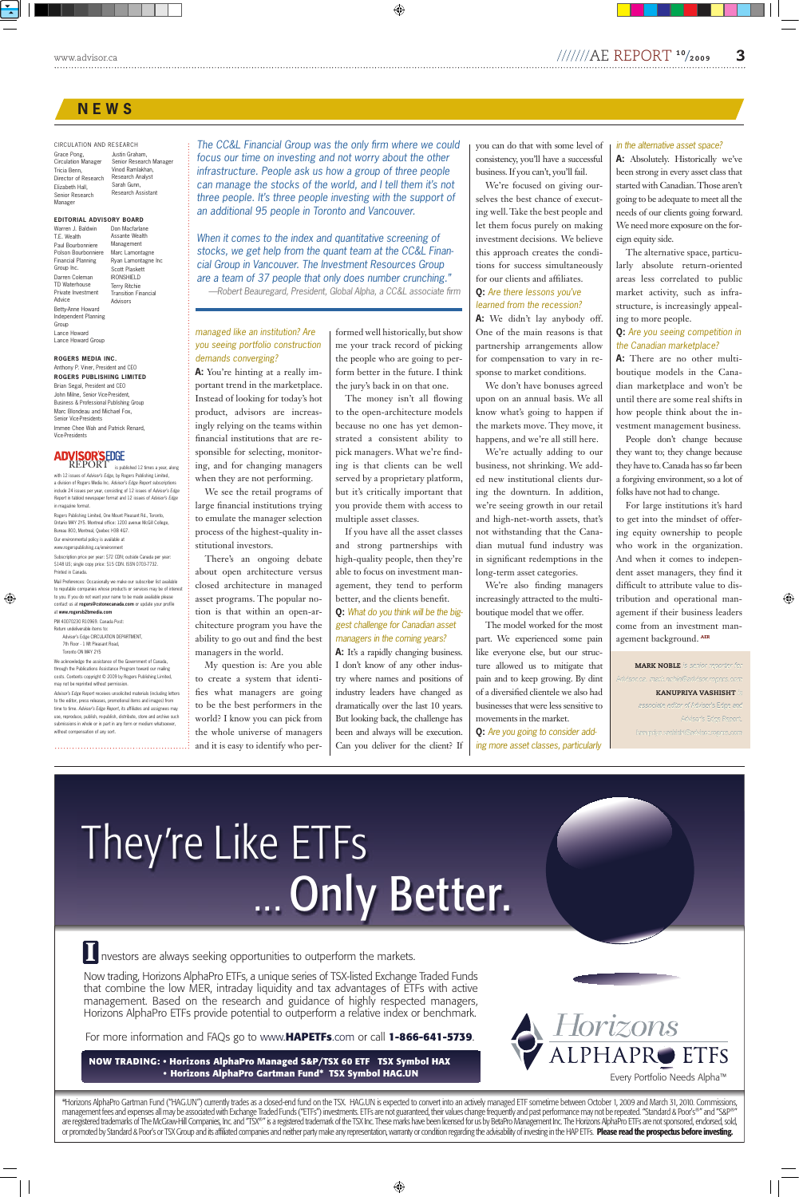## NEWS

CIRCULATION AND RESEARCH
Grace Pong, Circulation Manager
Tricia Benn, Director of Research
Elizabeth Hall, Senior Research Manager
Justin Graham, Senior Research Manager
Vinod Ramlakhan, Research Analyst
Sarah Gunn, Research Assistant

EDITORIAL ADVISORY BOARD
Warren J. Baldwin, T.E. Wealth
Paul Bourbonniere, Polson Bourbonniere Financial Planning Group Inc.
Darren Coleman, TD Waterhouse Private Investment Advice
Betty-Anne Howard, Independent Planning Group
Lance Howard, Lance Howard Group
Don Macfarlane, Assante Wealth Management
Marc Lamontagne, Ryan Lamontagne Inc
Scott Plaskett, IRONSHIELD
Terry Ritchie, Transition Financial Advisors

ROGERS MEDIA INC.
Anthony P. Viner, President and CEO

ROGERS PUBLISHING LIMITED
Brian Segal, President and CEO
John Milne, Senior Vice-President, Business & Professional Publishing Group
Marc Blondeau and Michael Fox, Senior Vice-Presidents
Immee Chee Wah and Patrick Renard, Vice-Presidents

ADVISOR'S EDGE REPORT is published 12 times a year, along with 12 issues of *Advisor's Edge*, by Rogers Publishing Limited, a division of Rogers Media Inc. *Advisor's Edge Report* subscriptions include 24 issues per year, consisting of 12 issues of *Advisor's Edge Report* in tabloid newspaper format and 12 issues of *Advisor's Edge* in magazine format.

Rogers Publishing Limited, One Mount Pleasant Rd., Toronto, Ontario M4Y 2Y5. Montreal office: 1200 avenue McGill College, Bureau 800, Montreal, Quebec H3B 4G7.

Our environmental policy is available at www.rogerspublishing.ca/environment

Subscription price per year: $72 CDN; outside Canada per year: $148 US; single copy price: $15 CDN. ISSN 0703-7732. Printed in Canada.

Mail Preferences: Occasionally we make our subscriber list available to reputable companies whose products or services may be of interest to you. If you do not want your name to be made available please contact us at rogers@cstonecanada.com or update your profile at www.rogersb2bmedia.com

PM 40070230 R10969. Canada Post: Return undeliverable items to:
Advisor's Edge CIRCULATION DEPARTMENT, 7th Floor - 1 Mt Pleasant Road, Toronto ON M4Y 2Y5

We acknowledge the assistance of the Government of Canada, through the Publications Assistance Program toward our mailing costs. Contents copyright © 2009 by Rogers Publishing Limited, may not be reprinted without permission.

Advisor's Edge Report receives unsolicited materials (including letters to the editor, press releases, promotional items and images) from time to time. *Advisor's Edge Report*, its affiliates and assignees may use, reproduce, publish, republish, distribute, store and archive such submissions in whole or in part in any form or medium whatsoever, without compensation of any sort.

*The CC&L Financial Group was the only firm where we could focus our time on investing and not worry about the other infrastructure. People ask us how a group of three people can manage the stocks of the world, and I tell them it's not three people. It's three people investing with the support of an additional 95 people in Toronto and Vancouver.*

*When it comes to the index and quantitative screening of stocks, we get help from the quant team at the CC&L Financial Group in Vancouver. The Investment Resources Group are a team of 37 people that only does number crunching."*
—Robert Beauregard, President, Global Alpha, a CC&L associate firm

*managed like an institution? Are you seeing portfolio construction demands converging?*

**A:** You're hinting at a really important trend in the marketplace. Instead of looking for today's hot product, advisors are increasingly relying on the teams within financial institutions that are responsible for selecting, monitoring, and for changing managers when they are not performing.

We see the retail programs of large financial institutions trying to emulate the manager selection process of the highest-quality institutional investors.

There's an ongoing debate about open architecture versus closed architecture in managed asset programs. The popular notion is that within an open-architecture program you have the ability to go out and find the best managers in the world.

My question is: Are you able to create a system that identifies what managers are going to be the best performers in the world? I know you can pick from the whole universe of managers and it is easy to identify who performed well historically, but show me your track record of picking the people who are going to perform better in the future. I think the jury's back in on that one.

The money isn't all flowing to the open-architecture models because no one has yet demonstrated a consistent ability to pick managers. What we're finding is that clients can be well served by a proprietary platform, but it's critically important that you provide them with access to multiple asset classes.

If you have all the asset classes and strong partnerships with high-quality people, then they're able to focus on investment management, they tend to perform better, and the clients benefit.

**Q:** *What do you think will be the biggest challenge for Canadian asset managers in the coming years?*

**A:** It's a rapidly changing business. I don't know of any other industry where names and positions of industry leaders have changed as dramatically over the last 10 years. But looking back, the challenge has been and always will be execution. Can you deliver for the client? If you can do that with some level of consistency, you'll have a successful business. If you can't, you'll fail.

We're focused on giving ourselves the best chance of executing well. Take the best people and let them focus purely on making investment decisions. We believe this approach creates the conditions for success simultaneously for our clients and affiliates.

**Q:** *Are there lessons you've learned from the recession?*

**A:** We didn't lay anybody off. One of the main reasons is that partnership arrangements allow for compensation to vary in response to market conditions.

We don't have bonuses agreed upon on an annual basis. We all know what's going to happen if the markets move. They move, it happens, and we're all still here.

We're actually adding to our business, not shrinking. We added new institutional clients during the downturn. In addition, we're seeing growth in our retail and high-net-worth assets, that's not withstanding that the Canadian mutual fund industry was in significant redemptions in the long-term asset categories.

We're also finding managers increasingly attracted to the multi-boutique model that we offer.

The model worked for the most part. We experienced some pain like everyone else, but our structure allowed us to mitigate that pain and to keep growing. By dint of a diversified clientele we also had businesses that were less sensitive to movements in the market.

**Q:** *Are you going to consider adding more asset classes, particularly in the alternative asset space?*

**A:** Absolutely. Historically we've been strong in every asset class that started with Canadian. Those aren't going to be adequate to meet all the needs of our clients going forward. We need more exposure on the foreign equity side.

The alternative space, particularly absolute return-oriented areas less correlated to public market activity, such as infrastructure, is increasingly appealing to more people.

**Q:** *Are you seeing competition in the Canadian marketplace?*

**A:** There are no other multi-boutique models in the Canadian marketplace and won't be until there are some real shifts in how people think about the investment management business.

People don't change because they want to; they change because they have to. Canada has so far been a forgiving environment, so a lot of folks have not had to change.

For large institutions it's hard to get into the mindset of offering equity ownership to people who work in the organization. And when it comes to independent asset managers, they find it difficult to attribute value to distribution and operational management if their business leaders come from an investment management background. AER

**MARK NOBLE** *is senior reporter for Advisor.ca, mark.noble@advisor.rogers.com.* **KANUPRIYA VASHISHT** *is associate editor of Advisor's Edge and Advisor's Edge Report, kanupriya.vashisht@advisor.rogers.com.*

# They're Like ETFs ... Only Better.

Investors are always seeking opportunities to outperform the markets.

Now trading, Horizons AlphaPro ETFs, a unique series of TSX-listed Exchange Traded Funds that combine the low MER, intraday liquidity and tax advantages of ETFs with active management. Based on the research and guidance of highly respected managers, Horizons AlphaPro ETFs provide potential to outperform a relative index or benchmark.

For more information and FAQs go to www.**HAPETFS**.com or call **1-866-641-5739**.

**NOW TRADING: • Horizons AlphaPro Managed S&P/TSX 60 ETF TSX Symbol HAX • Horizons AlphaPro Gartman Fund\* TSX Symbol HAG.UN**

Horizons ALPHAPRO ETFS
Every Portfolio Needs Alpha™

\*Horizons AlphaPro Gartman Fund ("HAG.UN") currently trades as a closed-end fund on the TSX. HAG.UN is expected to convert into an actively managed ETF sometime between October 1, 2009 and March 31, 2010. Commissions, management fees and expenses all may be associated with Exchange Traded Funds ("ETFs") investments. ETFs are not guaranteed, their values change frequently and past performance may not be repeated. "Standard & Poor's®" and "S&P®" are registered trademarks of The McGraw-Hill Companies, Inc and "TSX®" is a registered trademark of the TSX Inc. These marks have been licensed for use by BetaPro Management Inc. The Horizons AlphaPro ETFs are not sponsored, endorsed, sold, or promoted by Standard & Poor's or TSX Group and its affiliated companies and neither party make any representation, warranty or condition regarding the advisability of investing in the HAP ETFs. **Please read the prospectus before investing.**